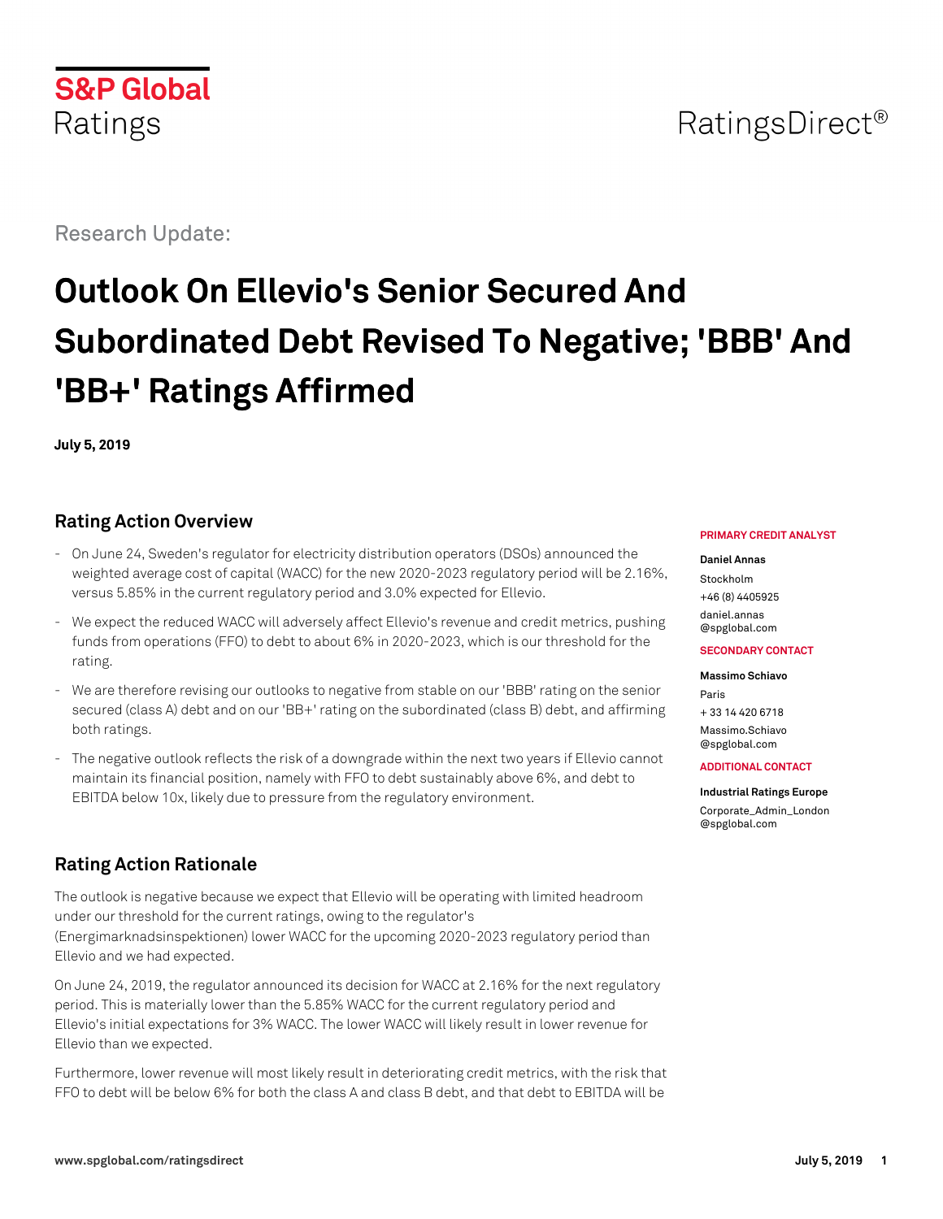S&P Global Ratings

RatingsDirect®

Research Update:

# Outlook On Ellevio's Senior Secured And Subordinated Debt Revised To Negative; 'BBB' And 'BB+' Ratings Affirmed

**July 5, 2019**

**PRIMARY CREDIT ANALYST**

**Daniel Annas**
Stockholm
+46 (8) 4405925
daniel.annas@spglobal.com

**SECONDARY CONTACT**

**Massimo Schiavo**
Paris
+ 33 14 420 6718
Massimo.Schiavo@spglobal.com

**ADDITIONAL CONTACT**

**Industrial Ratings Europe**
Corporate_Admin_London@spglobal.com

## Rating Action Overview

- On June 24, Sweden's regulator for electricity distribution operators (DSOs) announced the weighted average cost of capital (WACC) for the new 2020-2023 regulatory period will be 2.16%, versus 5.85% in the current regulatory period and 3.0% expected for Ellevio.
- We expect the reduced WACC will adversely affect Ellevio's revenue and credit metrics, pushing funds from operations (FFO) to debt to about 6% in 2020-2023, which is our threshold for the rating.
- We are therefore revising our outlooks to negative from stable on our 'BBB' rating on the senior secured (class A) debt and on our 'BB+' rating on the subordinated (class B) debt, and affirming both ratings.
- The negative outlook reflects the risk of a downgrade within the next two years if Ellevio cannot maintain its financial position, namely with FFO to debt sustainably above 6%, and debt to EBITDA below 10x, likely due to pressure from the regulatory environment.

## Rating Action Rationale

The outlook is negative because we expect that Ellevio will be operating with limited headroom under our threshold for the current ratings, owing to the regulator's (Energimarknadsinspektionen) lower WACC for the upcoming 2020-2023 regulatory period than Ellevio and we had expected.

On June 24, 2019, the regulator announced its decision for WACC at 2.16% for the next regulatory period. This is materially lower than the 5.85% WACC for the current regulatory period and Ellevio's initial expectations for 3% WACC. The lower WACC will likely result in lower revenue for Ellevio than we expected.

Furthermore, lower revenue will most likely result in deteriorating credit metrics, with the risk that FFO to debt will be below 6% for both the class A and class B debt, and that debt to EBITDA will be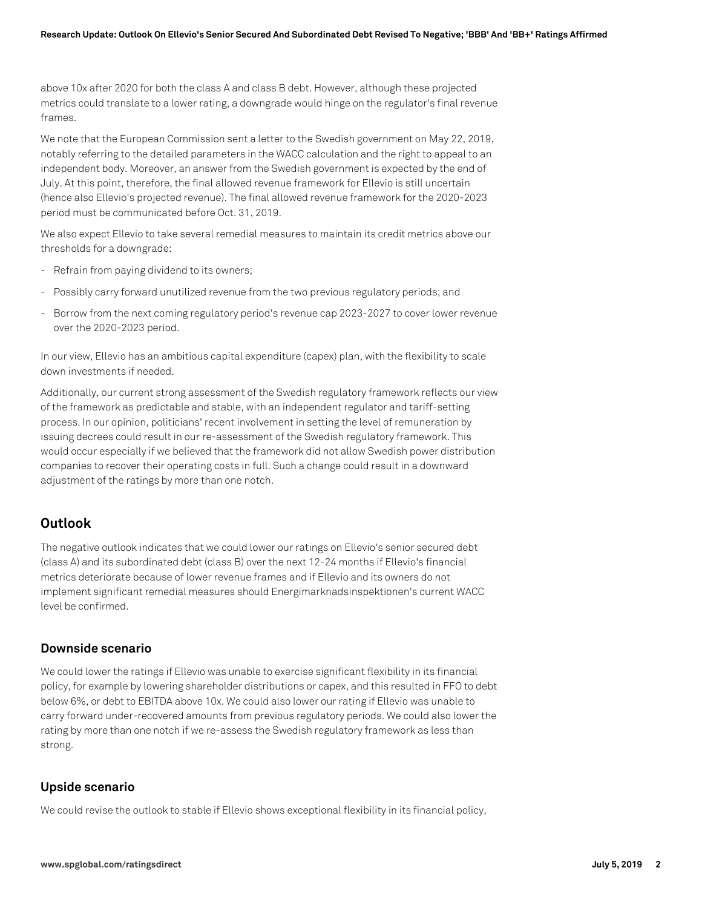above 10x after 2020 for both the class A and class B debt. However, although these projected metrics could translate to a lower rating, a downgrade would hinge on the regulator's final revenue frames.

We note that the European Commission sent a letter to the Swedish government on May 22, 2019, notably referring to the detailed parameters in the WACC calculation and the right to appeal to an independent body. Moreover, an answer from the Swedish government is expected by the end of July. At this point, therefore, the final allowed revenue framework for Ellevio is still uncertain (hence also Ellevio's projected revenue). The final allowed revenue framework for the 2020-2023 period must be communicated before Oct. 31, 2019.

We also expect Ellevio to take several remedial measures to maintain its credit metrics above our thresholds for a downgrade:

- Refrain from paying dividend to its owners;
- Possibly carry forward unutilized revenue from the two previous regulatory periods; and
- Borrow from the next coming regulatory period's revenue cap 2023-2027 to cover lower revenue over the 2020-2023 period.

In our view, Ellevio has an ambitious capital expenditure (capex) plan, with the flexibility to scale down investments if needed.

Additionally, our current strong assessment of the Swedish regulatory framework reflects our view of the framework as predictable and stable, with an independent regulator and tariff-setting process. In our opinion, politicians' recent involvement in setting the level of remuneration by issuing decrees could result in our re-assessment of the Swedish regulatory framework. This would occur especially if we believed that the framework did not allow Swedish power distribution companies to recover their operating costs in full. Such a change could result in a downward adjustment of the ratings by more than one notch.

## Outlook

The negative outlook indicates that we could lower our ratings on Ellevio's senior secured debt (class A) and its subordinated debt (class B) over the next 12-24 months if Ellevio's financial metrics deteriorate because of lower revenue frames and if Ellevio and its owners do not implement significant remedial measures should Energimarknadsinspektionen's current WACC level be confirmed.

### Downside scenario

We could lower the ratings if Ellevio was unable to exercise significant flexibility in its financial policy, for example by lowering shareholder distributions or capex, and this resulted in FFO to debt below 6%, or debt to EBITDA above 10x. We could also lower our rating if Ellevio was unable to carry forward under-recovered amounts from previous regulatory periods. We could also lower the rating by more than one notch if we re-assess the Swedish regulatory framework as less than strong.

### Upside scenario

We could revise the outlook to stable if Ellevio shows exceptional flexibility in its financial policy,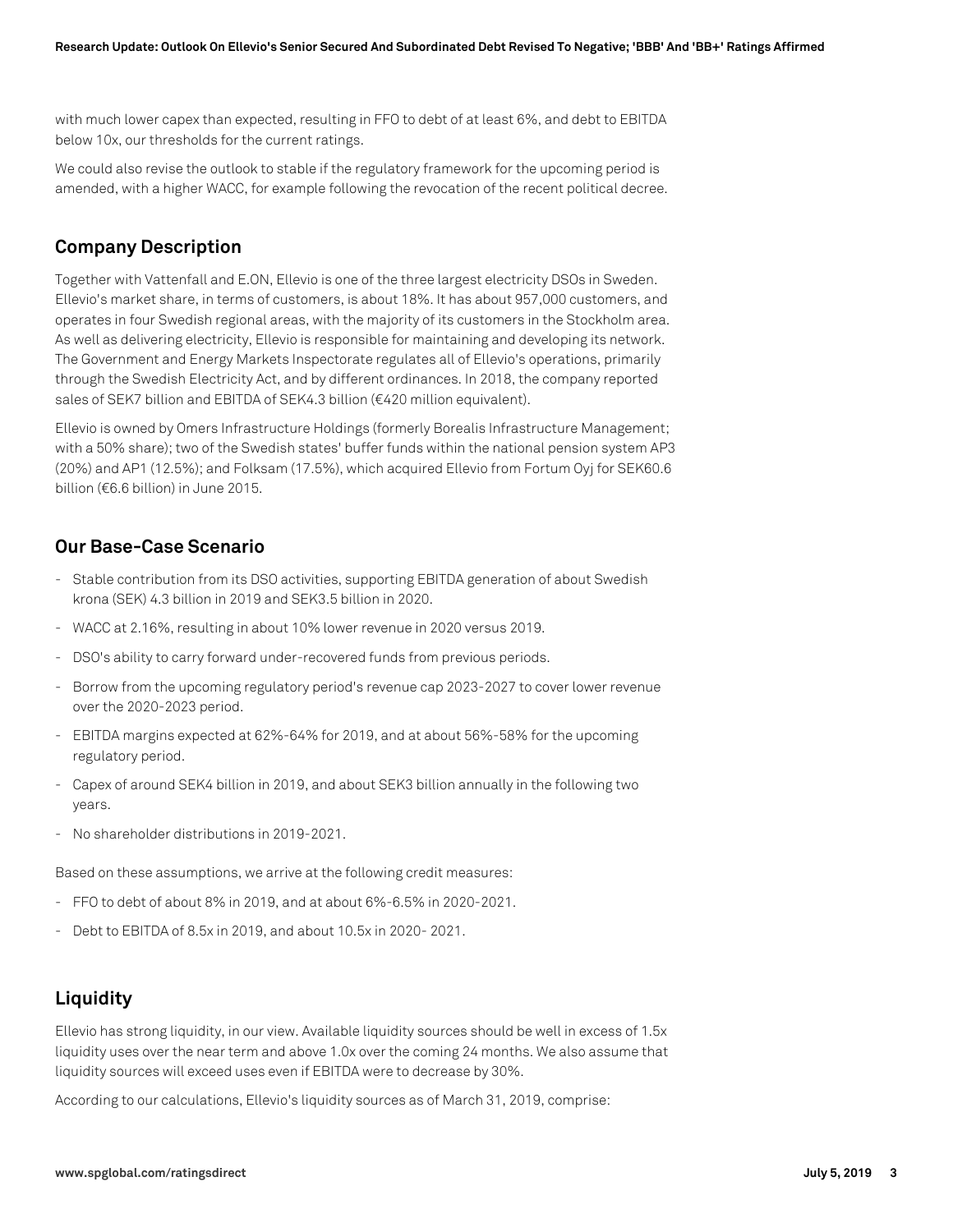with much lower capex than expected, resulting in FFO to debt of at least 6%, and debt to EBITDA below 10x, our thresholds for the current ratings.

We could also revise the outlook to stable if the regulatory framework for the upcoming period is amended, with a higher WACC, for example following the revocation of the recent political decree.

## Company Description

Together with Vattenfall and E.ON, Ellevio is one of the three largest electricity DSOs in Sweden. Ellevio's market share, in terms of customers, is about 18%. It has about 957,000 customers, and operates in four Swedish regional areas, with the majority of its customers in the Stockholm area. As well as delivering electricity, Ellevio is responsible for maintaining and developing its network. The Government and Energy Markets Inspectorate regulates all of Ellevio's operations, primarily through the Swedish Electricity Act, and by different ordinances. In 2018, the company reported sales of SEK7 billion and EBITDA of SEK4.3 billion (€420 million equivalent).

Ellevio is owned by Omers Infrastructure Holdings (formerly Borealis Infrastructure Management; with a 50% share); two of the Swedish states' buffer funds within the national pension system AP3 (20%) and AP1 (12.5%); and Folksam (17.5%), which acquired Ellevio from Fortum Oyj for SEK60.6 billion (€6.6 billion) in June 2015.

## Our Base-Case Scenario

- Stable contribution from its DSO activities, supporting EBITDA generation of about Swedish krona (SEK) 4.3 billion in 2019 and SEK3.5 billion in 2020.
- WACC at 2.16%, resulting in about 10% lower revenue in 2020 versus 2019.
- DSO's ability to carry forward under-recovered funds from previous periods.
- Borrow from the upcoming regulatory period's revenue cap 2023-2027 to cover lower revenue over the 2020-2023 period.
- EBITDA margins expected at 62%-64% for 2019, and at about 56%-58% for the upcoming regulatory period.
- Capex of around SEK4 billion in 2019, and about SEK3 billion annually in the following two years.
- No shareholder distributions in 2019-2021.

Based on these assumptions, we arrive at the following credit measures:

- FFO to debt of about 8% in 2019, and at about 6%-6.5% in 2020-2021.
- Debt to EBITDA of 8.5x in 2019, and about 10.5x in 2020- 2021.

## Liquidity

Ellevio has strong liquidity, in our view. Available liquidity sources should be well in excess of 1.5x liquidity uses over the near term and above 1.0x over the coming 24 months. We also assume that liquidity sources will exceed uses even if EBITDA were to decrease by 30%.

According to our calculations, Ellevio's liquidity sources as of March 31, 2019, comprise: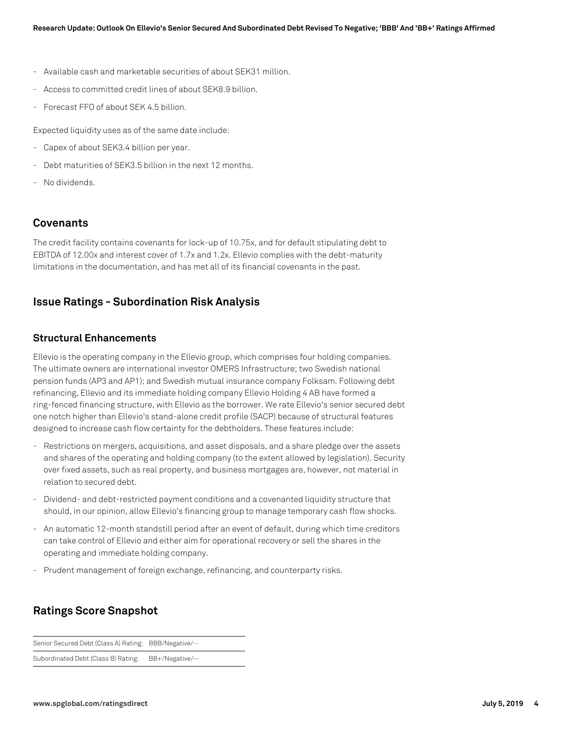- Available cash and marketable securities of about SEK31 million.
- Access to committed credit lines of about SEK8.9 billion.
- Forecast FFO of about SEK 4.5 billion.

Expected liquidity uses as of the same date include:

- Capex of about SEK3.4 billion per year.
- Debt maturities of SEK3.5 billion in the next 12 months.
- No dividends.

## Covenants

The credit facility contains covenants for lock-up of 10.75x, and for default stipulating debt to EBITDA of 12.00x and interest cover of 1.7x and 1.2x. Ellevio complies with the debt-maturity limitations in the documentation, and has met all of its financial covenants in the past.

## Issue Ratings - Subordination Risk Analysis

### Structural Enhancements

Ellevio is the operating company in the Ellevio group, which comprises four holding companies. The ultimate owners are international investor OMERS Infrastructure; two Swedish national pension funds (AP3 and AP1); and Swedish mutual insurance company Folksam. Following debt refinancing, Ellevio and its immediate holding company Ellevio Holding 4 AB have formed a ring-fenced financing structure, with Ellevio as the borrower. We rate Ellevio's senior secured debt one notch higher than Ellevio's stand-alone credit profile (SACP) because of structural features designed to increase cash flow certainty for the debtholders. These features include:

- Restrictions on mergers, acquisitions, and asset disposals, and a share pledge over the assets and shares of the operating and holding company (to the extent allowed by legislation). Security over fixed assets, such as real property, and business mortgages are, however, not material in relation to secured debt.
- Dividend- and debt-restricted payment conditions and a covenanted liquidity structure that should, in our opinion, allow Ellevio's financing group to manage temporary cash flow shocks.
- An automatic 12-month standstill period after an event of default, during which time creditors can take control of Ellevio and either aim for operational recovery or sell the shares in the operating and immediate holding company.
- Prudent management of foreign exchange, refinancing, and counterparty risks.

## Ratings Score Snapshot

| | |
|---|---|
| Senior Secured Debt (Class A) Rating: | BBB/Negative/-- |
| Subordinated Debt (Class B) Rating: | BB+/Negative/-- |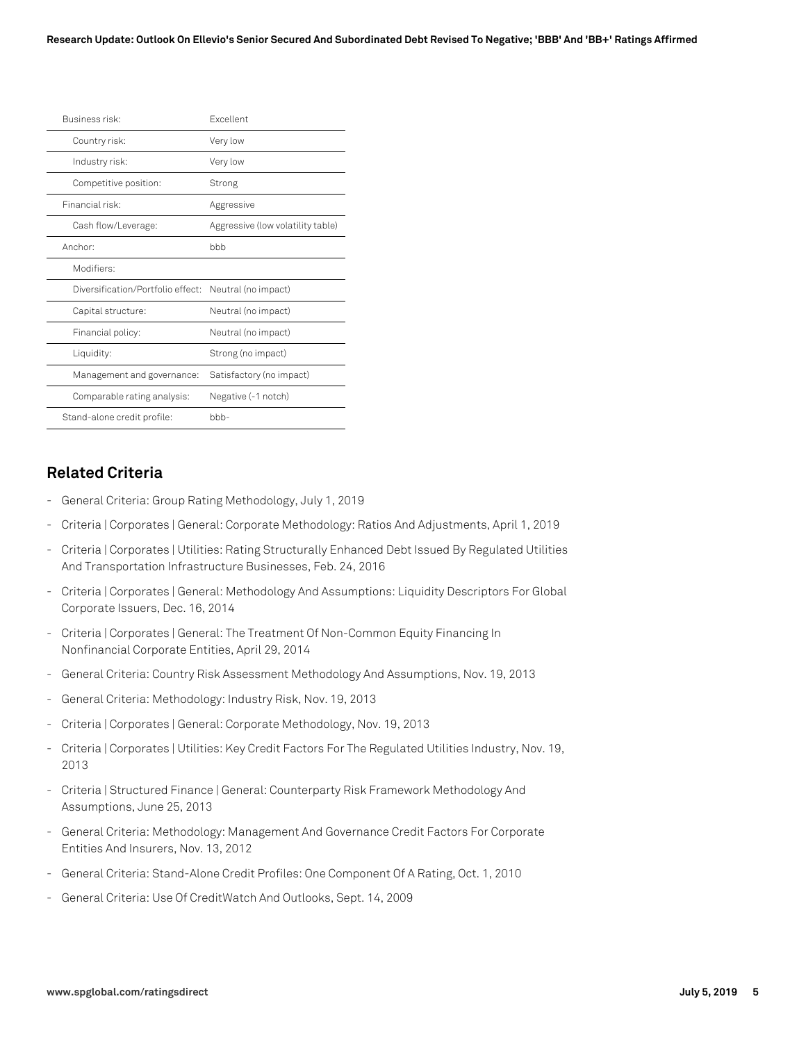| | |
|---|---|
| Business risk: | Excellent |
| Country risk: | Very low |
| Industry risk: | Very low |
| Competitive position: | Strong |
| Financial risk: | Aggressive |
| Cash flow/Leverage: | Aggressive (low volatility table) |
| Anchor: | bbb |
| Modifiers: | |
| Diversification/Portfolio effect: | Neutral (no impact) |
| Capital structure: | Neutral (no impact) |
| Financial policy: | Neutral (no impact) |
| Liquidity: | Strong (no impact) |
| Management and governance: | Satisfactory (no impact) |
| Comparable rating analysis: | Negative (-1 notch) |
| Stand-alone credit profile: | bbb- |

## Related Criteria

- General Criteria: Group Rating Methodology, July 1, 2019
- Criteria | Corporates | General: Corporate Methodology: Ratios And Adjustments, April 1, 2019
- Criteria | Corporates | Utilities: Rating Structurally Enhanced Debt Issued By Regulated Utilities And Transportation Infrastructure Businesses, Feb. 24, 2016
- Criteria | Corporates | General: Methodology And Assumptions: Liquidity Descriptors For Global Corporate Issuers, Dec. 16, 2014
- Criteria | Corporates | General: The Treatment Of Non-Common Equity Financing In Nonfinancial Corporate Entities, April 29, 2014
- General Criteria: Country Risk Assessment Methodology And Assumptions, Nov. 19, 2013
- General Criteria: Methodology: Industry Risk, Nov. 19, 2013
- Criteria | Corporates | General: Corporate Methodology, Nov. 19, 2013
- Criteria | Corporates | Utilities: Key Credit Factors For The Regulated Utilities Industry, Nov. 19, 2013
- Criteria | Structured Finance | General: Counterparty Risk Framework Methodology And Assumptions, June 25, 2013
- General Criteria: Methodology: Management And Governance Credit Factors For Corporate Entities And Insurers, Nov. 13, 2012
- General Criteria: Stand-Alone Credit Profiles: One Component Of A Rating, Oct. 1, 2010
- General Criteria: Use Of CreditWatch And Outlooks, Sept. 14, 2009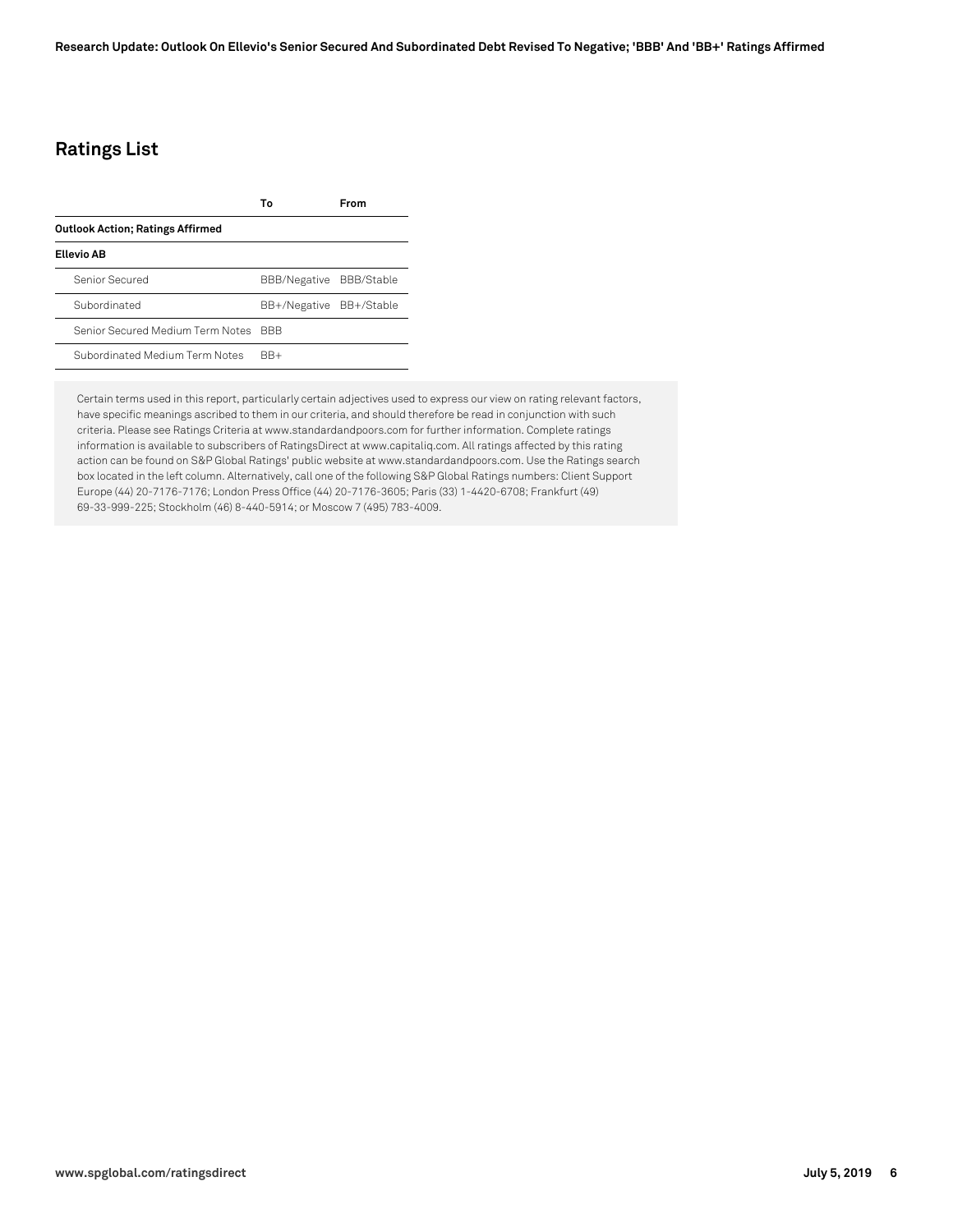## Ratings List

| | To | From |
|---|---|---|
| **Outlook Action; Ratings Affirmed** | | |
| **Ellevio AB** | | |
| Senior Secured | BBB/Negative | BBB/Stable |
| Subordinated | BB+/Negative | BB+/Stable |
| Senior Secured Medium Term Notes | BBB | |
| Subordinated Medium Term Notes | BB+ | |

Certain terms used in this report, particularly certain adjectives used to express our view on rating relevant factors, have specific meanings ascribed to them in our criteria, and should therefore be read in conjunction with such criteria. Please see Ratings Criteria at www.standardandpoors.com for further information. Complete ratings information is available to subscribers of RatingsDirect at www.capitaliq.com. All ratings affected by this rating action can be found on S&P Global Ratings' public website at www.standardandpoors.com. Use the Ratings search box located in the left column. Alternatively, call one of the following S&P Global Ratings numbers: Client Support Europe (44) 20-7176-7176; London Press Office (44) 20-7176-3605; Paris (33) 1-4420-6708; Frankfurt (49) 69-33-999-225; Stockholm (46) 8-440-5914; or Moscow 7 (495) 783-4009.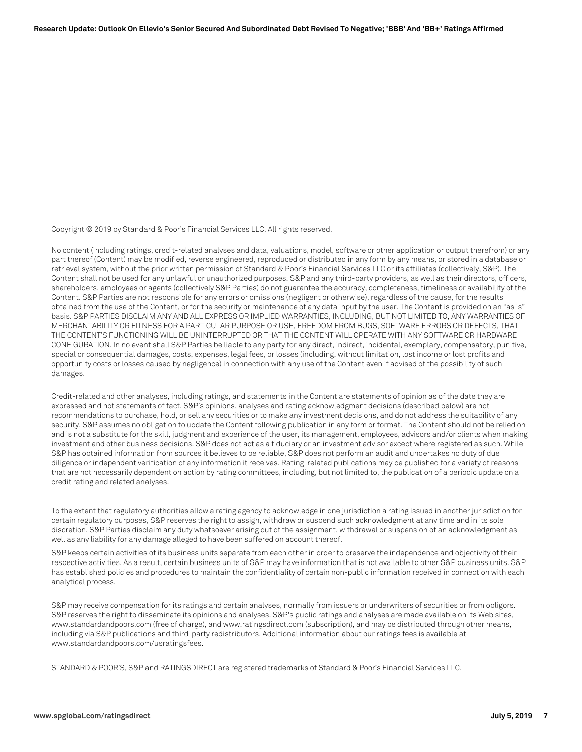Copyright © 2019 by Standard & Poor's Financial Services LLC. All rights reserved.

No content (including ratings, credit-related analyses and data, valuations, model, software or other application or output therefrom) or any part thereof (Content) may be modified, reverse engineered, reproduced or distributed in any form by any means, or stored in a database or retrieval system, without the prior written permission of Standard & Poor's Financial Services LLC or its affiliates (collectively, S&P). The Content shall not be used for any unlawful or unauthorized purposes. S&P and any third-party providers, as well as their directors, officers, shareholders, employees or agents (collectively S&P Parties) do not guarantee the accuracy, completeness, timeliness or availability of the Content. S&P Parties are not responsible for any errors or omissions (negligent or otherwise), regardless of the cause, for the results obtained from the use of the Content, or for the security or maintenance of any data input by the user. The Content is provided on an "as is" basis. S&P PARTIES DISCLAIM ANY AND ALL EXPRESS OR IMPLIED WARRANTIES, INCLUDING, BUT NOT LIMITED TO, ANY WARRANTIES OF MERCHANTABILITY OR FITNESS FOR A PARTICULAR PURPOSE OR USE, FREEDOM FROM BUGS, SOFTWARE ERRORS OR DEFECTS, THAT THE CONTENT'S FUNCTIONING WILL BE UNINTERRUPTED OR THAT THE CONTENT WILL OPERATE WITH ANY SOFTWARE OR HARDWARE CONFIGURATION. In no event shall S&P Parties be liable to any party for any direct, indirect, incidental, exemplary, compensatory, punitive, special or consequential damages, costs, expenses, legal fees, or losses (including, without limitation, lost income or lost profits and opportunity costs or losses caused by negligence) in connection with any use of the Content even if advised of the possibility of such damages.

Credit-related and other analyses, including ratings, and statements in the Content are statements of opinion as of the date they are expressed and not statements of fact. S&P's opinions, analyses and rating acknowledgment decisions (described below) are not recommendations to purchase, hold, or sell any securities or to make any investment decisions, and do not address the suitability of any security. S&P assumes no obligation to update the Content following publication in any form or format. The Content should not be relied on and is not a substitute for the skill, judgment and experience of the user, its management, employees, advisors and/or clients when making investment and other business decisions. S&P does not act as a fiduciary or an investment advisor except where registered as such. While S&P has obtained information from sources it believes to be reliable, S&P does not perform an audit and undertakes no duty of due diligence or independent verification of any information it receives. Rating-related publications may be published for a variety of reasons that are not necessarily dependent on action by rating committees, including, but not limited to, the publication of a periodic update on a credit rating and related analyses.

To the extent that regulatory authorities allow a rating agency to acknowledge in one jurisdiction a rating issued in another jurisdiction for certain regulatory purposes, S&P reserves the right to assign, withdraw or suspend such acknowledgment at any time and in its sole discretion. S&P Parties disclaim any duty whatsoever arising out of the assignment, withdrawal or suspension of an acknowledgment as well as any liability for any damage alleged to have been suffered on account thereof.

S&P keeps certain activities of its business units separate from each other in order to preserve the independence and objectivity of their respective activities. As a result, certain business units of S&P may have information that is not available to other S&P business units. S&P has established policies and procedures to maintain the confidentiality of certain non-public information received in connection with each analytical process.

S&P may receive compensation for its ratings and certain analyses, normally from issuers or underwriters of securities or from obligors. S&P reserves the right to disseminate its opinions and analyses. S&P's public ratings and analyses are made available on its Web sites, www.standardandpoors.com (free of charge), and www.ratingsdirect.com (subscription), and may be distributed through other means, including via S&P publications and third-party redistributors. Additional information about our ratings fees is available at www.standardandpoors.com/usratingsfees.

STANDARD & POOR'S, S&P and RATINGSDIRECT are registered trademarks of Standard & Poor's Financial Services LLC.